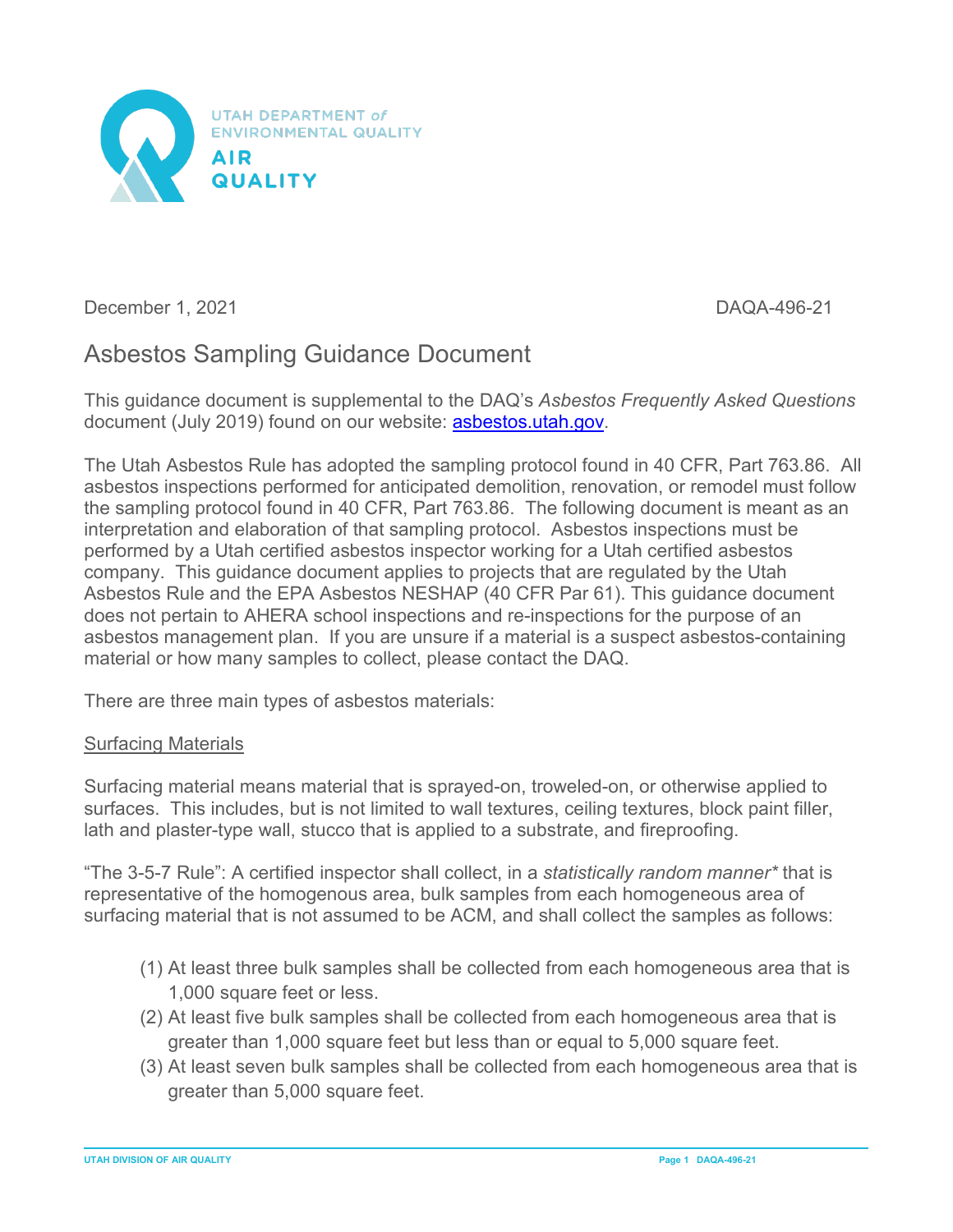UTAH DEPARTMENT of ENVIRONMENTAL QUALITY

AIR QUALITY

December 1, 2021 DAQA-496-21

# Asbestos Sampling Guidance Document

This guidance document is supplemental to the DAQ's *Asbestos Frequently Asked Questions* document (July 2019) found on our website: [asbestos.utah.gov](asbestos.utah.gov).

The Utah Asbestos Rule has adopted the sampling protocol found in 40 CFR, Part 763.86. All asbestos inspections performed for anticipated demolition, renovation, or remodel must follow the sampling protocol found in 40 CFR, Part 763.86. The following document is meant as an interpretation and elaboration of that sampling protocol. Asbestos inspections must be performed by a Utah certified asbestos inspector working for a Utah certified asbestos company. This guidance document applies to projects that are regulated by the Utah Asbestos Rule and the EPA Asbestos NESHAP (40 CFR Par 61). This guidance document does not pertain to AHERA school inspections and re-inspections for the purpose of an asbestos management plan. If you are unsure if a material is a suspect asbestos-containing material or how many samples to collect, please contact the DAQ.

There are three main types of asbestos materials:

## Surfacing Materials

Surfacing material means material that is sprayed-on, troweled-on, or otherwise applied to surfaces. This includes, but is not limited to wall textures, ceiling textures, block paint filler, lath and plaster-type wall, stucco that is applied to a substrate, and fireproofing.

"The 3-5-7 Rule": A certified inspector shall collect, in a *statistically random manner** that is representative of the homogenous area, bulk samples from each homogeneous area of surfacing material that is not assumed to be ACM, and shall collect the samples as follows:

(1) At least three bulk samples shall be collected from each homogeneous area that is 1,000 square feet or less.
(2) At least five bulk samples shall be collected from each homogeneous area that is greater than 1,000 square feet but less than or equal to 5,000 square feet.
(3) At least seven bulk samples shall be collected from each homogeneous area that is greater than 5,000 square feet.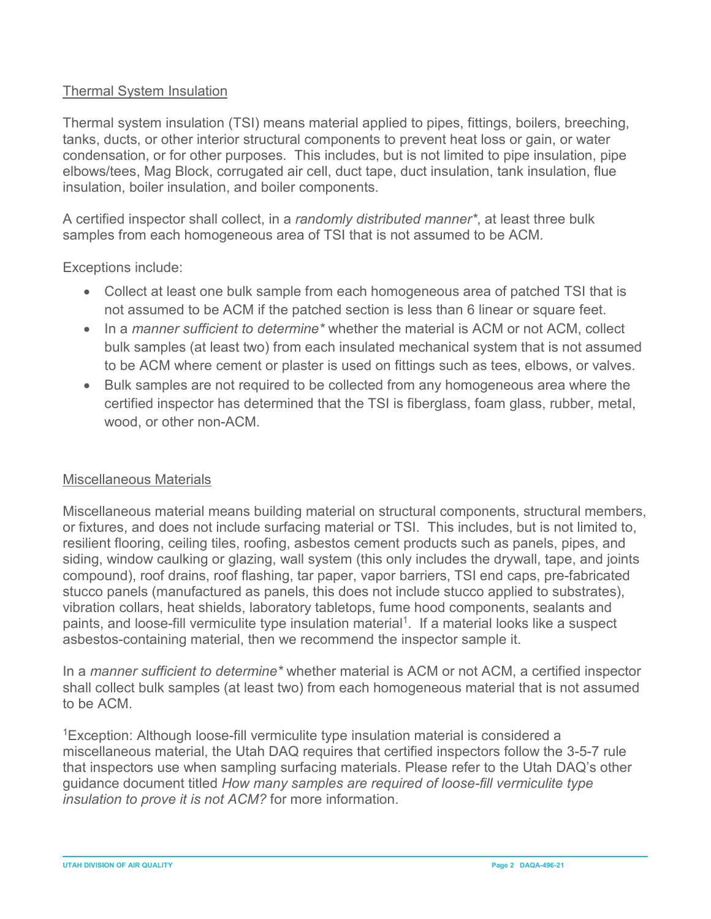## Thermal System Insulation

Thermal system insulation (TSI) means material applied to pipes, fittings, boilers, breeching, tanks, ducts, or other interior structural components to prevent heat loss or gain, or water condensation, or for other purposes. This includes, but is not limited to pipe insulation, pipe elbows/tees, Mag Block, corrugated air cell, duct tape, duct insulation, tank insulation, flue insulation, boiler insulation, and boiler components.

A certified inspector shall collect, in a *randomly distributed manner**, at least three bulk samples from each homogeneous area of TSI that is not assumed to be ACM.

Exceptions include:

- Collect at least one bulk sample from each homogeneous area of patched TSI that is not assumed to be ACM if the patched section is less than 6 linear or square feet.
- In a *manner sufficient to determine** whether the material is ACM or not ACM, collect bulk samples (at least two) from each insulated mechanical system that is not assumed to be ACM where cement or plaster is used on fittings such as tees, elbows, or valves.
- Bulk samples are not required to be collected from any homogeneous area where the certified inspector has determined that the TSI is fiberglass, foam glass, rubber, metal, wood, or other non-ACM.

## Miscellaneous Materials

Miscellaneous material means building material on structural components, structural members, or fixtures, and does not include surfacing material or TSI. This includes, but is not limited to, resilient flooring, ceiling tiles, roofing, asbestos cement products such as panels, pipes, and siding, window caulking or glazing, wall system (this only includes the drywall, tape, and joints compound), roof drains, roof flashing, tar paper, vapor barriers, TSI end caps, pre-fabricated stucco panels (manufactured as panels, this does not include stucco applied to substrates), vibration collars, heat shields, laboratory tabletops, fume hood components, sealants and paints, and loose-fill vermiculite type insulation material[1]. If a material looks like a suspect asbestos-containing material, then we recommend the inspector sample it.

In a *manner sufficient to determine** whether material is ACM or not ACM, a certified inspector shall collect bulk samples (at least two) from each homogeneous material that is not assumed to be ACM.

[1]Exception: Although loose-fill vermiculite type insulation material is considered a miscellaneous material, the Utah DAQ requires that certified inspectors follow the 3-5-7 rule that inspectors use when sampling surfacing materials. Please refer to the Utah DAQ's other guidance document titled *How many samples are required of loose-fill vermiculite type insulation to prove it is not ACM?* for more information.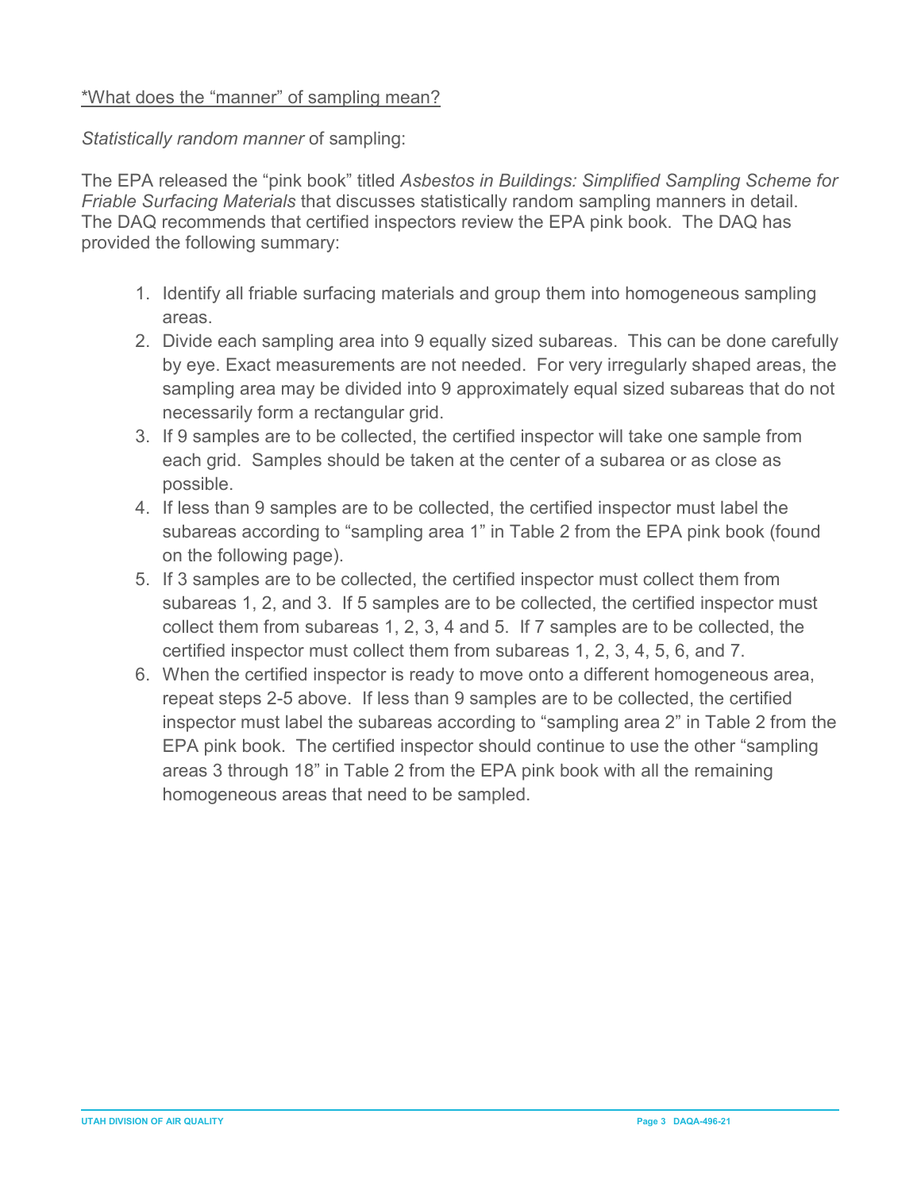<u>*What does the "manner" of sampling mean?</u>

*Statistically random manner* of sampling:

The EPA released the "pink book" titled *Asbestos in Buildings: Simplified Sampling Scheme for Friable Surfacing Materials* that discusses statistically random sampling manners in detail. The DAQ recommends that certified inspectors review the EPA pink book. The DAQ has provided the following summary:

1. Identify all friable surfacing materials and group them into homogeneous sampling areas.
2. Divide each sampling area into 9 equally sized subareas. This can be done carefully by eye. Exact measurements are not needed. For very irregularly shaped areas, the sampling area may be divided into 9 approximately equal sized subareas that do not necessarily form a rectangular grid.
3. If 9 samples are to be collected, the certified inspector will take one sample from each grid. Samples should be taken at the center of a subarea or as close as possible.
4. If less than 9 samples are to be collected, the certified inspector must label the subareas according to "sampling area 1" in Table 2 from the EPA pink book (found on the following page).
5. If 3 samples are to be collected, the certified inspector must collect them from subareas 1, 2, and 3. If 5 samples are to be collected, the certified inspector must collect them from subareas 1, 2, 3, 4 and 5. If 7 samples are to be collected, the certified inspector must collect them from subareas 1, 2, 3, 4, 5, 6, and 7.
6. When the certified inspector is ready to move onto a different homogeneous area, repeat steps 2-5 above. If less than 9 samples are to be collected, the certified inspector must label the subareas according to "sampling area 2" in Table 2 from the EPA pink book. The certified inspector should continue to use the other "sampling areas 3 through 18" in Table 2 from the EPA pink book with all the remaining homogeneous areas that need to be sampled.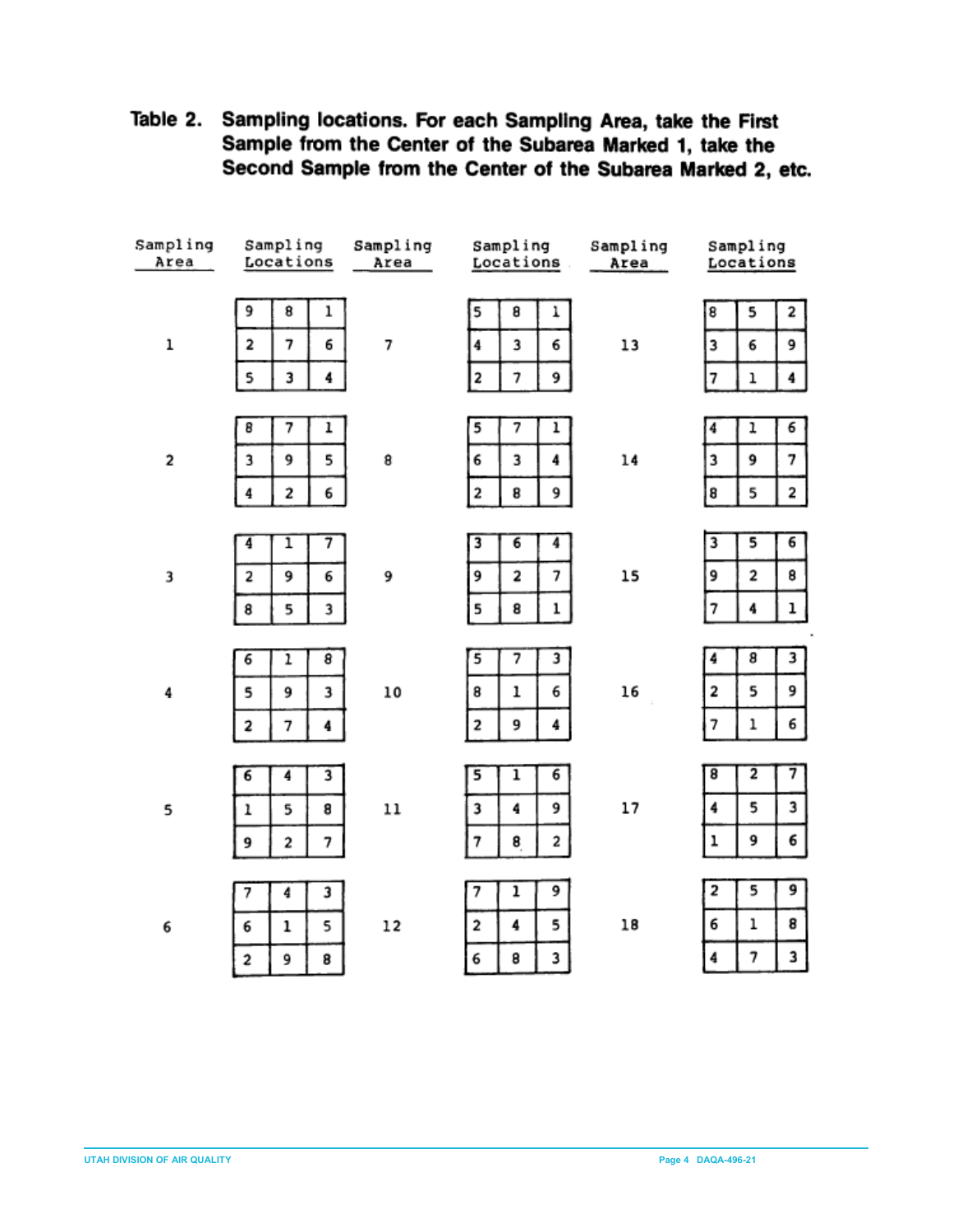**Table 2. Sampling locations. For each Sampling Area, take the First Sample from the Center of the Subarea Marked 1, take the Second Sample from the Center of the Subarea Marked 2, etc.**

| Sampling Area | Sampling Locations | Sampling Area | Sampling Locations | Sampling Area | Sampling Locations |
|---|---|---|---|---|---|
| 1 | 9 8 1<br>2 7 6<br>5 3 4 | 7 | 5 8 1<br>4 3 6<br>2 7 9 | 13 | 8 5 2<br>3 6 9<br>7 1 4 |
| 2 | 8 7 1<br>3 9 5<br>4 2 6 | 8 | 5 7 1<br>6 3 4<br>2 8 9 | 14 | 4 1 6<br>3 9 7<br>8 5 2 |
| 3 | 4 1 7<br>2 9 6<br>8 5 3 | 9 | 3 6 4<br>9 2 7<br>5 8 1 | 15 | 3 5 6<br>9 2 8<br>7 4 1 |
| 4 | 6 1 8<br>5 9 3<br>2 7 4 | 10 | 5 7 3<br>8 1 6<br>2 9 4 | 16 | 4 8 3<br>2 5 9<br>7 1 6 |
| 5 | 6 4 3<br>1 5 8<br>9 2 7 | 11 | 5 1 6<br>3 4 9<br>7 8 2 | 17 | 8 2 7<br>4 5 3<br>1 9 6 |
| 6 | 7 4 3<br>6 1 5<br>2 9 8 | 12 | 7 1 9<br>2 4 5<br>6 8 3 | 18 | 2 5 9<br>6 1 8<br>4 7 3 |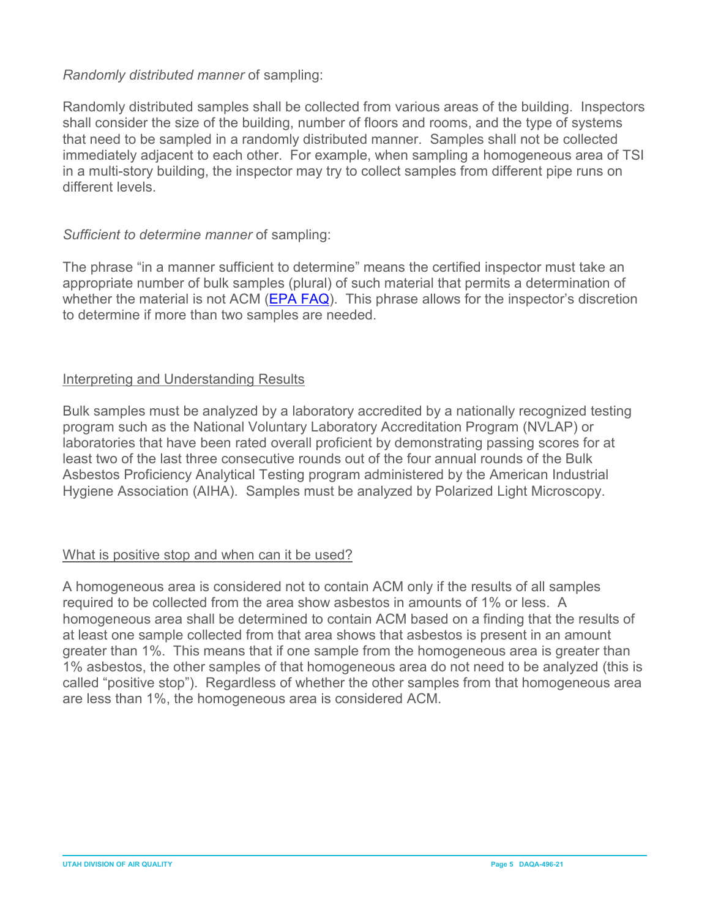*Randomly distributed manner* of sampling:

Randomly distributed samples shall be collected from various areas of the building. Inspectors shall consider the size of the building, number of floors and rooms, and the type of systems that need to be sampled in a randomly distributed manner. Samples shall not be collected immediately adjacent to each other. For example, when sampling a homogeneous area of TSI in a multi-story building, the inspector may try to collect samples from different pipe runs on different levels.

*Sufficient to determine manner* of sampling:

The phrase "in a manner sufficient to determine" means the certified inspector must take an appropriate number of bulk samples (plural) of such material that permits a determination of whether the material is not ACM ([EPA FAQ](EPA FAQ)). This phrase allows for the inspector's discretion to determine if more than two samples are needed.

## Interpreting and Understanding Results

Bulk samples must be analyzed by a laboratory accredited by a nationally recognized testing program such as the National Voluntary Laboratory Accreditation Program (NVLAP) or laboratories that have been rated overall proficient by demonstrating passing scores for at least two of the last three consecutive rounds out of the four annual rounds of the Bulk Asbestos Proficiency Analytical Testing program administered by the American Industrial Hygiene Association (AIHA). Samples must be analyzed by Polarized Light Microscopy.

## What is positive stop and when can it be used?

A homogeneous area is considered not to contain ACM only if the results of all samples required to be collected from the area show asbestos in amounts of 1% or less. A homogeneous area shall be determined to contain ACM based on a finding that the results of at least one sample collected from that area shows that asbestos is present in an amount greater than 1%. This means that if one sample from the homogeneous area is greater than 1% asbestos, the other samples of that homogeneous area do not need to be analyzed (this is called "positive stop"). Regardless of whether the other samples from that homogeneous area are less than 1%, the homogeneous area is considered ACM.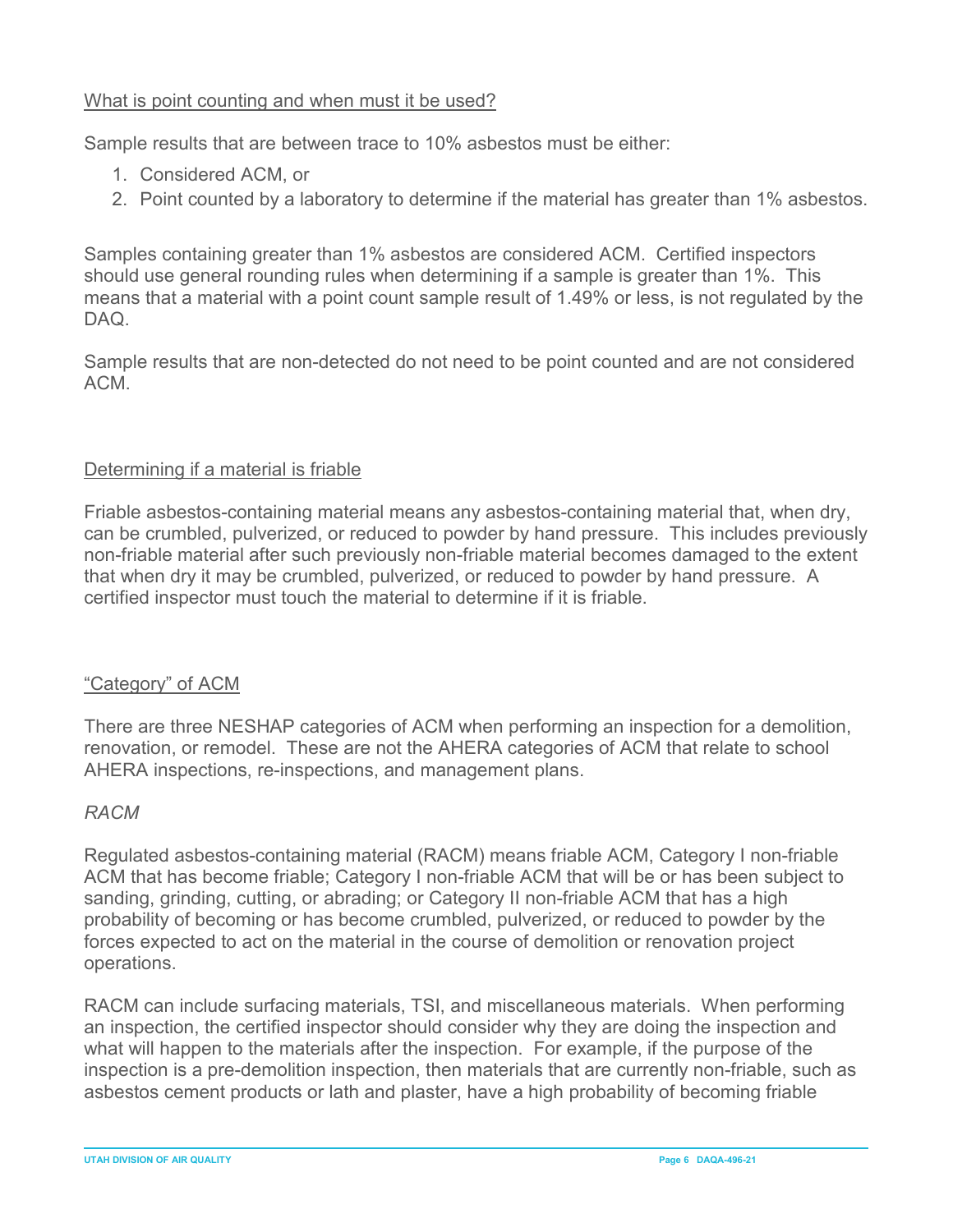## What is point counting and when must it be used?

Sample results that are between trace to 10% asbestos must be either:

1. Considered ACM, or
2. Point counted by a laboratory to determine if the material has greater than 1% asbestos.

Samples containing greater than 1% asbestos are considered ACM. Certified inspectors should use general rounding rules when determining if a sample is greater than 1%. This means that a material with a point count sample result of 1.49% or less, is not regulated by the DAQ.

Sample results that are non-detected do not need to be point counted and are not considered ACM.

## Determining if a material is friable

Friable asbestos-containing material means any asbestos-containing material that, when dry, can be crumbled, pulverized, or reduced to powder by hand pressure. This includes previously non-friable material after such previously non-friable material becomes damaged to the extent that when dry it may be crumbled, pulverized, or reduced to powder by hand pressure. A certified inspector must touch the material to determine if it is friable.

## "Category" of ACM

There are three NESHAP categories of ACM when performing an inspection for a demolition, renovation, or remodel. These are not the AHERA categories of ACM that relate to school AHERA inspections, re-inspections, and management plans.

### *RACM*

Regulated asbestos-containing material (RACM) means friable ACM, Category I non-friable ACM that has become friable; Category I non-friable ACM that will be or has been subject to sanding, grinding, cutting, or abrading; or Category II non-friable ACM that has a high probability of becoming or has become crumbled, pulverized, or reduced to powder by the forces expected to act on the material in the course of demolition or renovation project operations.

RACM can include surfacing materials, TSI, and miscellaneous materials. When performing an inspection, the certified inspector should consider why they are doing the inspection and what will happen to the materials after the inspection. For example, if the purpose of the inspection is a pre-demolition inspection, then materials that are currently non-friable, such as asbestos cement products or lath and plaster, have a high probability of becoming friable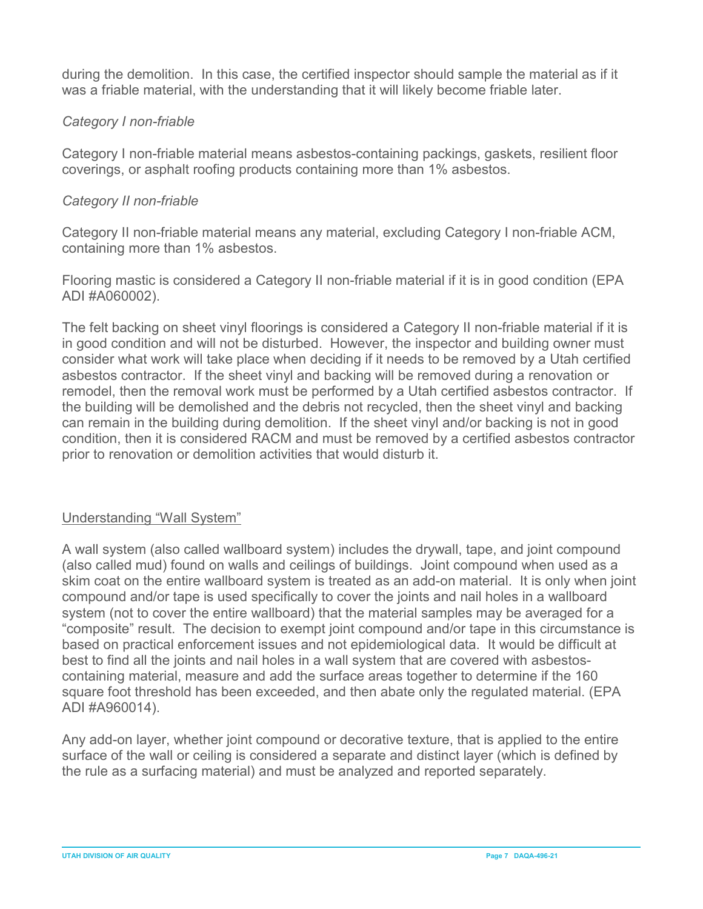during the demolition. In this case, the certified inspector should sample the material as if it was a friable material, with the understanding that it will likely become friable later.

*Category I non-friable*

Category I non-friable material means asbestos-containing packings, gaskets, resilient floor coverings, or asphalt roofing products containing more than 1% asbestos.

*Category II non-friable*

Category II non-friable material means any material, excluding Category I non-friable ACM, containing more than 1% asbestos.

Flooring mastic is considered a Category II non-friable material if it is in good condition (EPA ADI #A060002).

The felt backing on sheet vinyl floorings is considered a Category II non-friable material if it is in good condition and will not be disturbed. However, the inspector and building owner must consider what work will take place when deciding if it needs to be removed by a Utah certified asbestos contractor. If the sheet vinyl and backing will be removed during a renovation or remodel, then the removal work must be performed by a Utah certified asbestos contractor. If the building will be demolished and the debris not recycled, then the sheet vinyl and backing can remain in the building during demolition. If the sheet vinyl and/or backing is not in good condition, then it is considered RACM and must be removed by a certified asbestos contractor prior to renovation or demolition activities that would disturb it.

<u>Understanding "Wall System"</u>

A wall system (also called wallboard system) includes the drywall, tape, and joint compound (also called mud) found on walls and ceilings of buildings. Joint compound when used as a skim coat on the entire wallboard system is treated as an add-on material. It is only when joint compound and/or tape is used specifically to cover the joints and nail holes in a wallboard system (not to cover the entire wallboard) that the material samples may be averaged for a "composite" result. The decision to exempt joint compound and/or tape in this circumstance is based on practical enforcement issues and not epidemiological data. It would be difficult at best to find all the joints and nail holes in a wall system that are covered with asbestos-containing material, measure and add the surface areas together to determine if the 160 square foot threshold has been exceeded, and then abate only the regulated material. (EPA ADI #A960014).

Any add-on layer, whether joint compound or decorative texture, that is applied to the entire surface of the wall or ceiling is considered a separate and distinct layer (which is defined by the rule as a surfacing material) and must be analyzed and reported separately.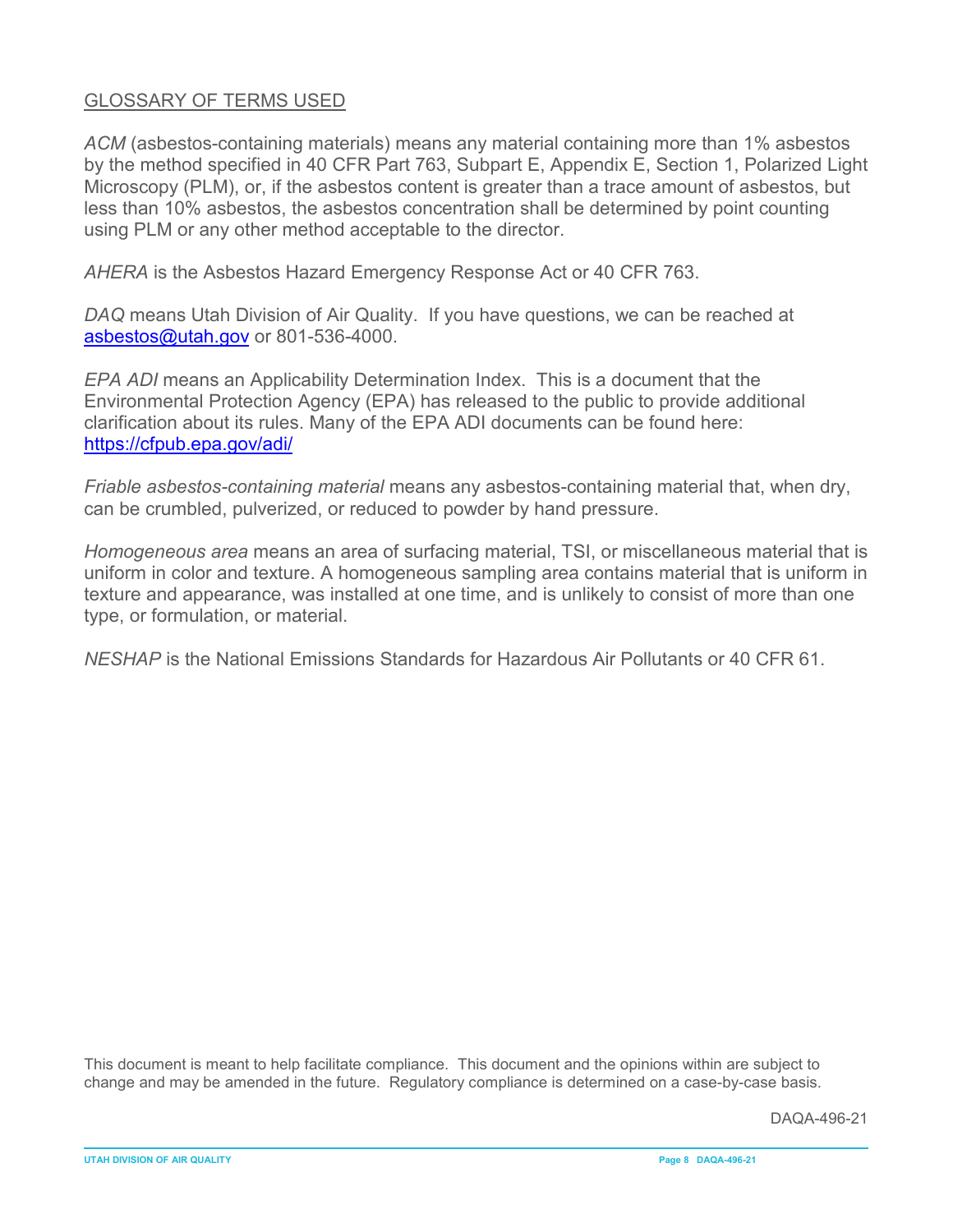## GLOSSARY OF TERMS USED

*ACM* (asbestos-containing materials) means any material containing more than 1% asbestos by the method specified in 40 CFR Part 763, Subpart E, Appendix E, Section 1, Polarized Light Microscopy (PLM), or, if the asbestos content is greater than a trace amount of asbestos, but less than 10% asbestos, the asbestos concentration shall be determined by point counting using PLM or any other method acceptable to the director.

*AHERA* is the Asbestos Hazard Emergency Response Act or 40 CFR 763.

*DAQ* means Utah Division of Air Quality. If you have questions, we can be reached at asbestos@utah.gov or 801-536-4000.

*EPA ADI* means an Applicability Determination Index. This is a document that the Environmental Protection Agency (EPA) has released to the public to provide additional clarification about its rules. Many of the EPA ADI documents can be found here: https://cfpub.epa.gov/adi/

*Friable asbestos-containing material* means any asbestos-containing material that, when dry, can be crumbled, pulverized, or reduced to powder by hand pressure.

*Homogeneous area* means an area of surfacing material, TSI, or miscellaneous material that is uniform in color and texture. A homogeneous sampling area contains material that is uniform in texture and appearance, was installed at one time, and is unlikely to consist of more than one type, or formulation, or material.

*NESHAP* is the National Emissions Standards for Hazardous Air Pollutants or 40 CFR 61.

This document is meant to help facilitate compliance. This document and the opinions within are subject to change and may be amended in the future. Regulatory compliance is determined on a case-by-case basis.

DAQA-496-21